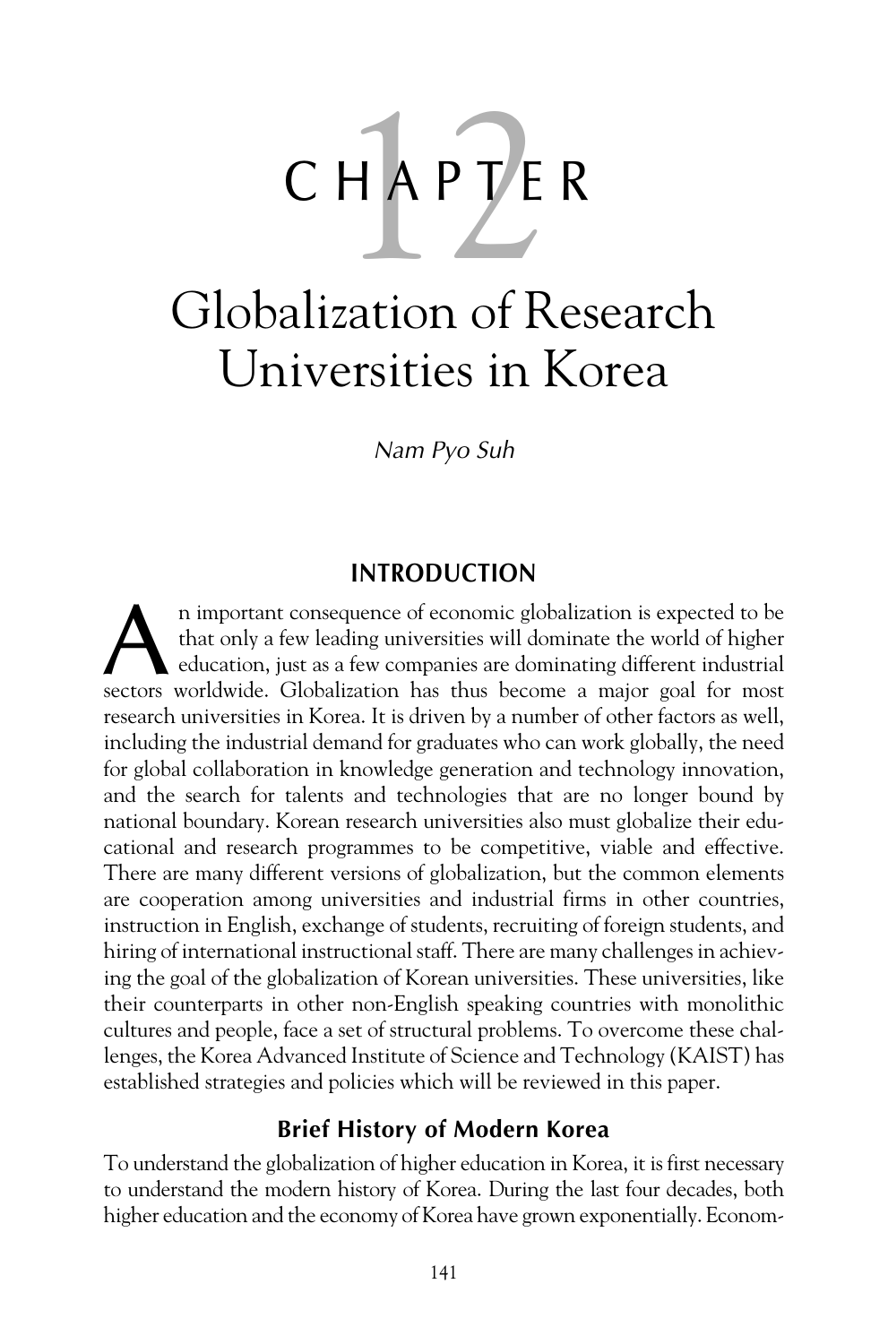# CHAPTER 12

# Globalization of Research Universities in Korea

*Nam Pyo Suh*

## INTRODUCTION

An important consequence of economic globalization is expected to be that only a few leading universities will dominate the world of higher education, just as a few companies are dominating different industrial sectors worldwide. Globalization has thus become a major goal for most research universities in Korea. It is driven by a number of other factors as well, including the industrial demand for graduates who can work globally, the need for global collaboration in knowledge generation and technology innovation, and the search for talents and technologies that are no longer bound by national boundary. Korean research universities also must globalize their educational and research programmes to be competitive, viable and effective. There are many different versions of globalization, but the common elements are cooperation among universities and industrial firms in other countries, instruction in English, exchange of students, recruiting of foreign students, and hiring of international instructional staff. There are many challenges in achieving the goal of the globalization of Korean universities. These universities, like their counterparts in other non-English speaking countries with monolithic cultures and people, face a set of structural problems. To overcome these challenges, the Korea Advanced Institute of Science and Technology (KAIST) has established strategies and policies which will be reviewed in this paper.

### Brief History of Modern Korea

To understand the globalization of higher education in Korea, it is first necessary to understand the modern history of Korea. During the last four decades, both higher education and the economy of Korea have grown exponentially. Econom-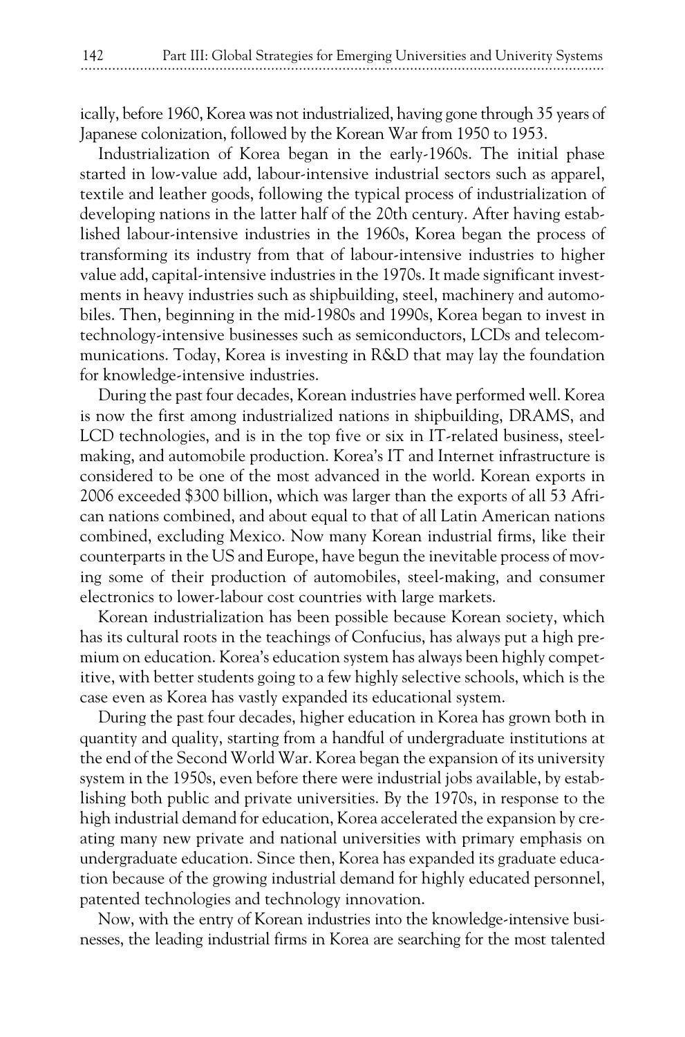ically, before 1960, Korea was not industrialized, having gone through 35 years of Japanese colonization, followed by the Korean War from 1950 to 1953.

Industrialization of Korea began in the early-1960s. The initial phase started in low-value add, labour-intensive industrial sectors such as apparel, textile and leather goods, following the typical process of industrialization of developing nations in the latter half of the 20th century. After having established labour-intensive industries in the 1960s, Korea began the process of transforming its industry from that of labour-intensive industries to higher value add, capital-intensive industries in the 1970s. It made significant investments in heavy industries such as shipbuilding, steel, machinery and automobiles. Then, beginning in the mid-1980s and 1990s, Korea began to invest in technology-intensive businesses such as semiconductors, LCDs and telecommunications. Today, Korea is investing in R&D that may lay the foundation for knowledge-intensive industries.

During the past four decades, Korean industries have performed well. Korea is now the first among industrialized nations in shipbuilding, DRAMS, and LCD technologies, and is in the top five or six in IT-related business, steel-making, and automobile production. Korea's IT and Internet infrastructure is considered to be one of the most advanced in the world. Korean exports in 2006 exceeded $300 billion, which was larger than the exports of all 53 African nations combined, and about equal to that of all Latin American nations combined, excluding Mexico. Now many Korean industrial firms, like their counterparts in the US and Europe, have begun the inevitable process of moving some of their production of automobiles, steel-making, and consumer electronics to lower-labour cost countries with large markets.

Korean industrialization has been possible because Korean society, which has its cultural roots in the teachings of Confucius, has always put a high premium on education. Korea's education system has always been highly competitive, with better students going to a few highly selective schools, which is the case even as Korea has vastly expanded its educational system.

During the past four decades, higher education in Korea has grown both in quantity and quality, starting from a handful of undergraduate institutions at the end of the Second World War. Korea began the expansion of its university system in the 1950s, even before there were industrial jobs available, by establishing both public and private universities. By the 1970s, in response to the high industrial demand for education, Korea accelerated the expansion by creating many new private and national universities with primary emphasis on undergraduate education. Since then, Korea has expanded its graduate education because of the growing industrial demand for highly educated personnel, patented technologies and technology innovation.

Now, with the entry of Korean industries into the knowledge-intensive businesses, the leading industrial firms in Korea are searching for the most talented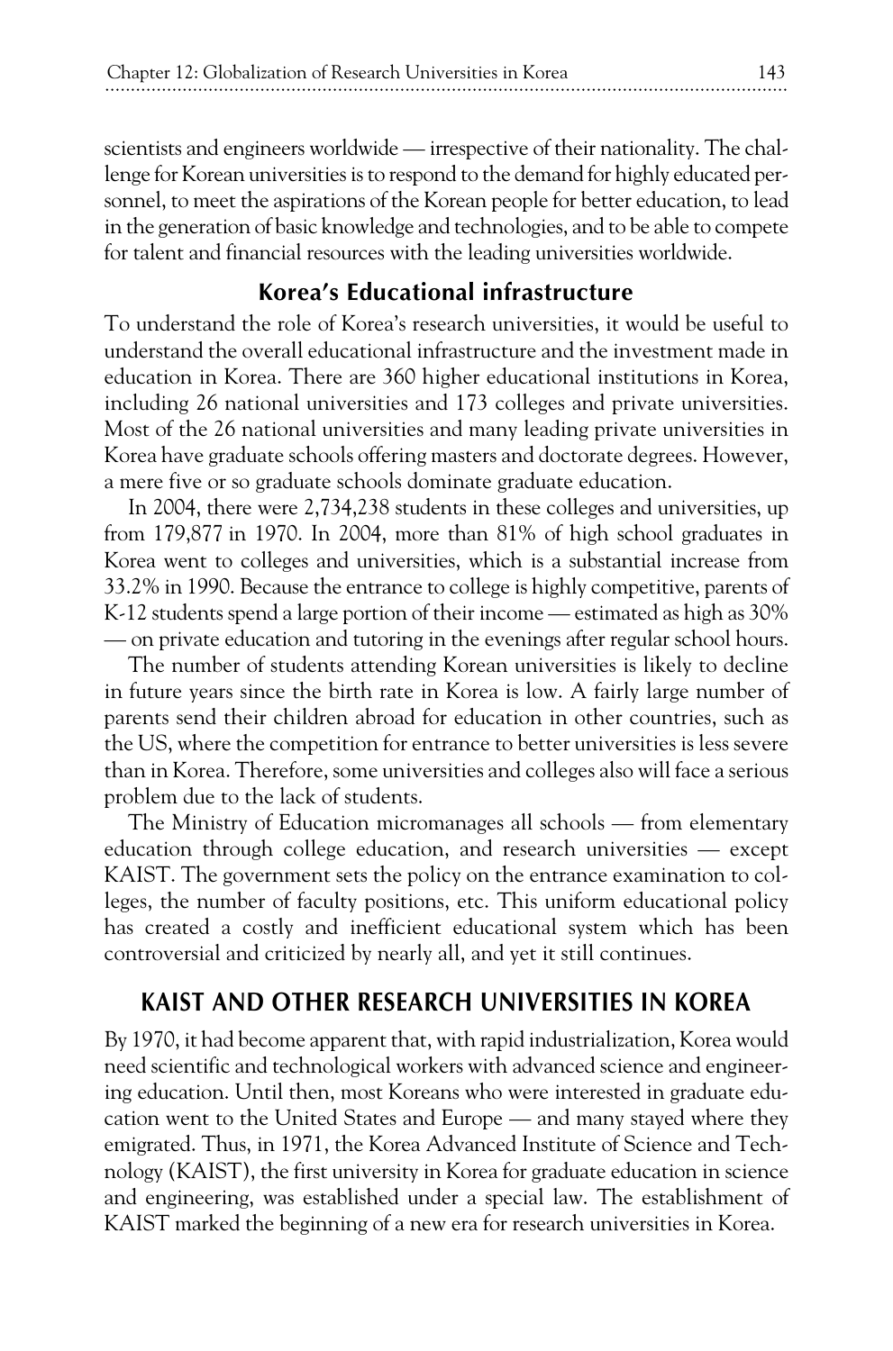scientists and engineers worldwide — irrespective of their nationality. The challenge for Korean universities is to respond to the demand for highly educated personnel, to meet the aspirations of the Korean people for better education, to lead in the generation of basic knowledge and technologies, and to be able to compete for talent and financial resources with the leading universities worldwide.

### Korea's Educational infrastructure

To understand the role of Korea's research universities, it would be useful to understand the overall educational infrastructure and the investment made in education in Korea. There are 360 higher educational institutions in Korea, including 26 national universities and 173 colleges and private universities. Most of the 26 national universities and many leading private universities in Korea have graduate schools offering masters and doctorate degrees. However, a mere five or so graduate schools dominate graduate education.

In 2004, there were 2,734,238 students in these colleges and universities, up from 179,877 in 1970. In 2004, more than 81% of high school graduates in Korea went to colleges and universities, which is a substantial increase from 33.2% in 1990. Because the entrance to college is highly competitive, parents of K-12 students spend a large portion of their income — estimated as high as 30% — on private education and tutoring in the evenings after regular school hours.

The number of students attending Korean universities is likely to decline in future years since the birth rate in Korea is low. A fairly large number of parents send their children abroad for education in other countries, such as the US, where the competition for entrance to better universities is less severe than in Korea. Therefore, some universities and colleges also will face a serious problem due to the lack of students.

The Ministry of Education micromanages all schools — from elementary education through college education, and research universities — except KAIST. The government sets the policy on the entrance examination to colleges, the number of faculty positions, etc. This uniform educational policy has created a costly and inefficient educational system which has been controversial and criticized by nearly all, and yet it still continues.

## KAIST AND OTHER RESEARCH UNIVERSITIES IN KOREA

By 1970, it had become apparent that, with rapid industrialization, Korea would need scientific and technological workers with advanced science and engineering education. Until then, most Koreans who were interested in graduate education went to the United States and Europe — and many stayed where they emigrated. Thus, in 1971, the Korea Advanced Institute of Science and Technology (KAIST), the first university in Korea for graduate education in science and engineering, was established under a special law. The establishment of KAIST marked the beginning of a new era for research universities in Korea.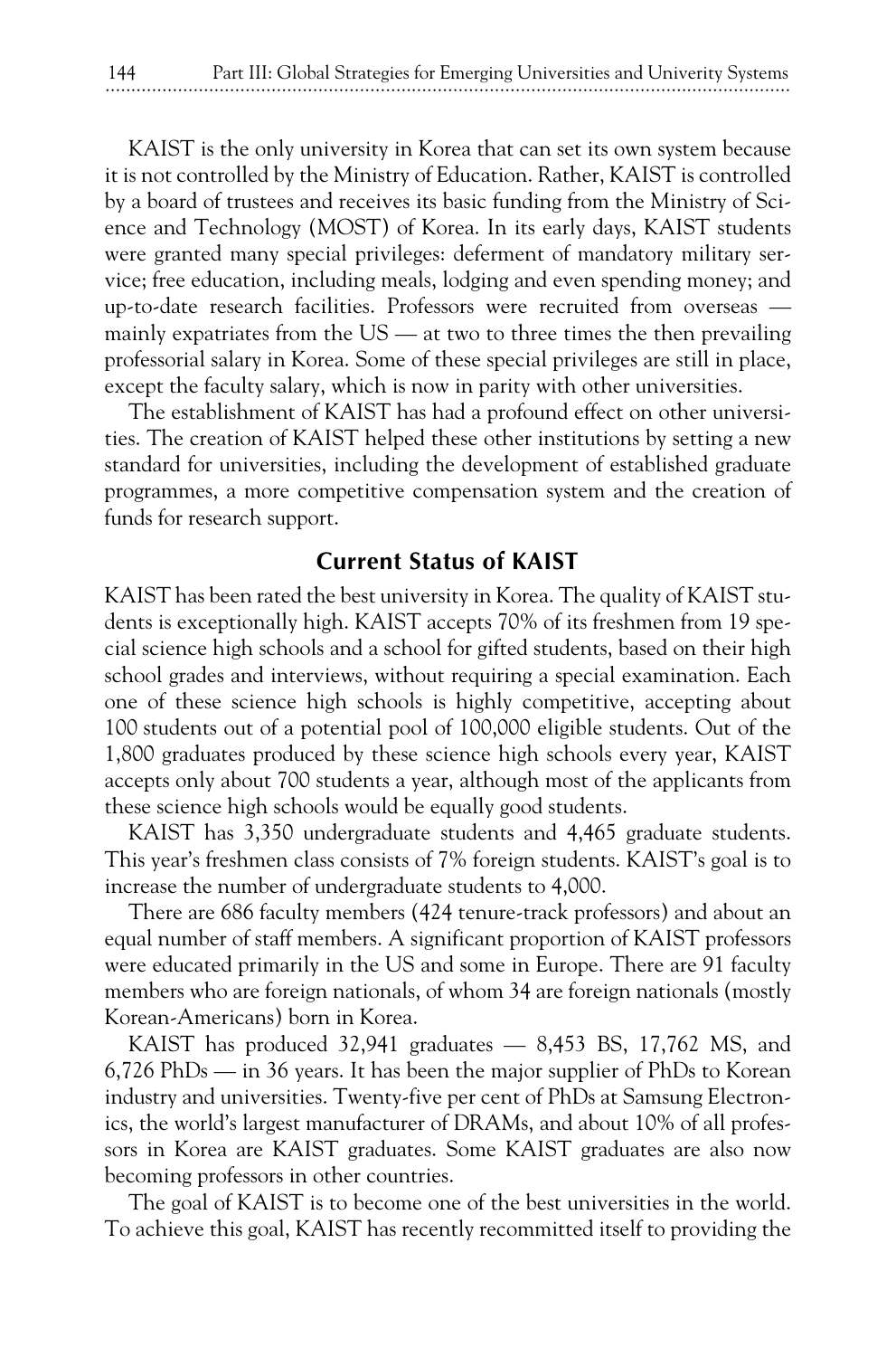KAIST is the only university in Korea that can set its own system because it is not controlled by the Ministry of Education. Rather, KAIST is controlled by a board of trustees and receives its basic funding from the Ministry of Science and Technology (MOST) of Korea. In its early days, KAIST students were granted many special privileges: deferment of mandatory military service; free education, including meals, lodging and even spending money; and up-to-date research facilities. Professors were recruited from overseas — mainly expatriates from the US — at two to three times the then prevailing professorial salary in Korea. Some of these special privileges are still in place, except the faculty salary, which is now in parity with other universities.

The establishment of KAIST has had a profound effect on other universities. The creation of KAIST helped these other institutions by setting a new standard for universities, including the development of established graduate programmes, a more competitive compensation system and the creation of funds for research support.

## Current Status of KAIST

KAIST has been rated the best university in Korea. The quality of KAIST students is exceptionally high. KAIST accepts 70% of its freshmen from 19 special science high schools and a school for gifted students, based on their high school grades and interviews, without requiring a special examination. Each one of these science high schools is highly competitive, accepting about 100 students out of a potential pool of 100,000 eligible students. Out of the 1,800 graduates produced by these science high schools every year, KAIST accepts only about 700 students a year, although most of the applicants from these science high schools would be equally good students.

KAIST has 3,350 undergraduate students and 4,465 graduate students. This year's freshmen class consists of 7% foreign students. KAIST's goal is to increase the number of undergraduate students to 4,000.

There are 686 faculty members (424 tenure-track professors) and about an equal number of staff members. A significant proportion of KAIST professors were educated primarily in the US and some in Europe. There are 91 faculty members who are foreign nationals, of whom 34 are foreign nationals (mostly Korean-Americans) born in Korea.

KAIST has produced 32,941 graduates — 8,453 BS, 17,762 MS, and 6,726 PhDs — in 36 years. It has been the major supplier of PhDs to Korean industry and universities. Twenty-five per cent of PhDs at Samsung Electronics, the world's largest manufacturer of DRAMs, and about 10% of all professors in Korea are KAIST graduates. Some KAIST graduates are also now becoming professors in other countries.

The goal of KAIST is to become one of the best universities in the world. To achieve this goal, KAIST has recently recommitted itself to providing the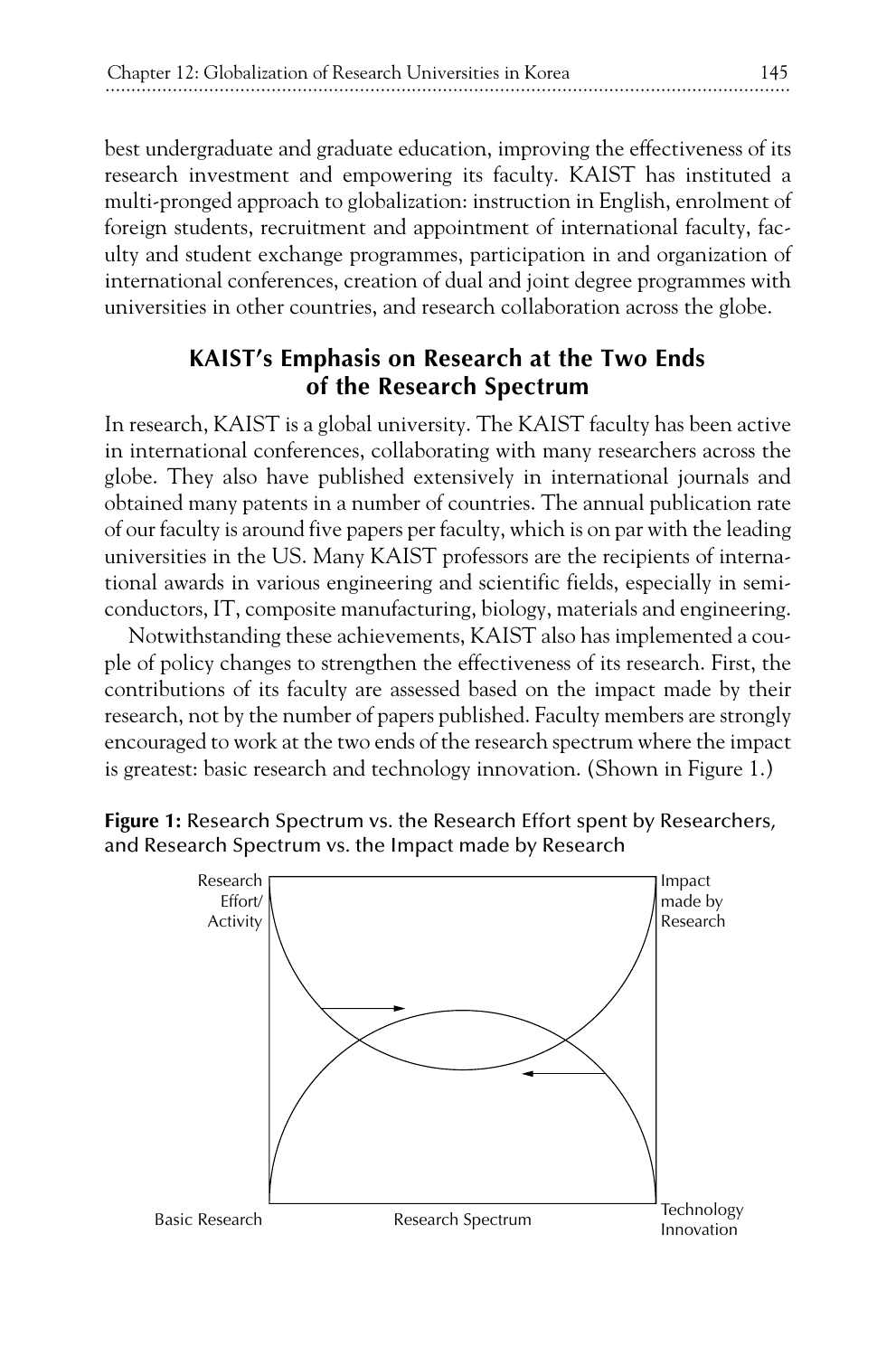best undergraduate and graduate education, improving the effectiveness of its research investment and empowering its faculty. KAIST has instituted a multi-pronged approach to globalization: instruction in English, enrolment of foreign students, recruitment and appointment of international faculty, faculty and student exchange programmes, participation in and organization of international conferences, creation of dual and joint degree programmes with universities in other countries, and research collaboration across the globe.

## KAIST's Emphasis on Research at the Two Ends of the Research Spectrum

In research, KAIST is a global university. The KAIST faculty has been active in international conferences, collaborating with many researchers across the globe. They also have published extensively in international journals and obtained many patents in a number of countries. The annual publication rate of our faculty is around five papers per faculty, which is on par with the leading universities in the US. Many KAIST professors are the recipients of international awards in various engineering and scientific fields, especially in semiconductors, IT, composite manufacturing, biology, materials and engineering.

Notwithstanding these achievements, KAIST also has implemented a couple of policy changes to strengthen the effectiveness of its research. First, the contributions of its faculty are assessed based on the impact made by their research, not by the number of papers published. Faculty members are strongly encouraged to work at the two ends of the research spectrum where the impact is greatest: basic research and technology innovation. (Shown in Figure 1.)

**Figure 1:** Research Spectrum vs. the Research Effort spent by Researchers, and Research Spectrum vs. the Impact made by Research

Research Effort/ Activity — Impact made by Research — Basic Research — Research Spectrum — Technology Innovation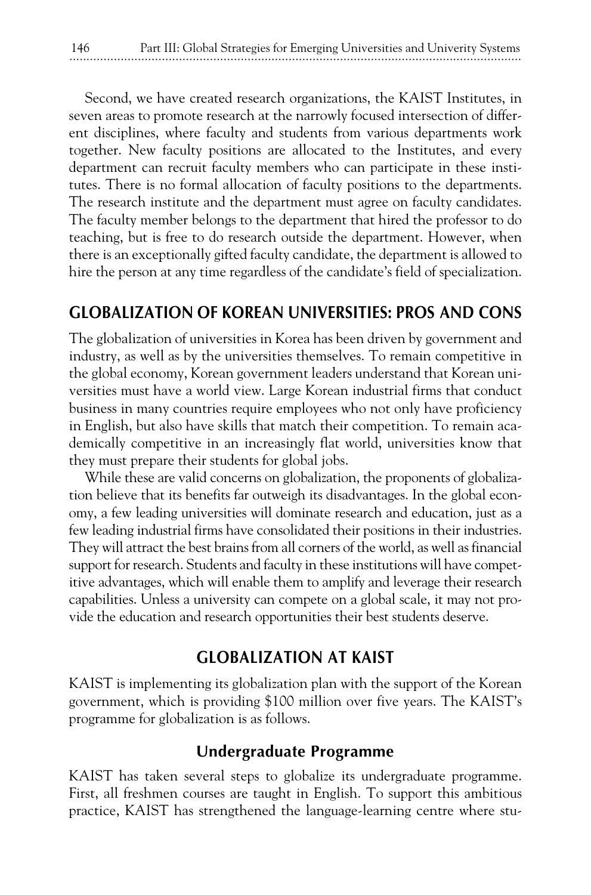Second, we have created research organizations, the KAIST Institutes, in seven areas to promote research at the narrowly focused intersection of different disciplines, where faculty and students from various departments work together. New faculty positions are allocated to the Institutes, and every department can recruit faculty members who can participate in these institutes. There is no formal allocation of faculty positions to the departments. The research institute and the department must agree on faculty candidates. The faculty member belongs to the department that hired the professor to do teaching, but is free to do research outside the department. However, when there is an exceptionally gifted faculty candidate, the department is allowed to hire the person at any time regardless of the candidate's field of specialization.

## GLOBALIZATION OF KOREAN UNIVERSITIES: PROS AND CONS

The globalization of universities in Korea has been driven by government and industry, as well as by the universities themselves. To remain competitive in the global economy, Korean government leaders understand that Korean universities must have a world view. Large Korean industrial firms that conduct business in many countries require employees who not only have proficiency in English, but also have skills that match their competition. To remain academically competitive in an increasingly flat world, universities know that they must prepare their students for global jobs.

While these are valid concerns on globalization, the proponents of globalization believe that its benefits far outweigh its disadvantages. In the global economy, a few leading universities will dominate research and education, just as a few leading industrial firms have consolidated their positions in their industries. They will attract the best brains from all corners of the world, as well as financial support for research. Students and faculty in these institutions will have competitive advantages, which will enable them to amplify and leverage their research capabilities. Unless a university can compete on a global scale, it may not provide the education and research opportunities their best students deserve.

## GLOBALIZATION AT KAIST

KAIST is implementing its globalization plan with the support of the Korean government, which is providing $100 million over five years. The KAIST's programme for globalization is as follows.

### Undergraduate Programme

KAIST has taken several steps to globalize its undergraduate programme. First, all freshmen courses are taught in English. To support this ambitious practice, KAIST has strengthened the language-learning centre where stu-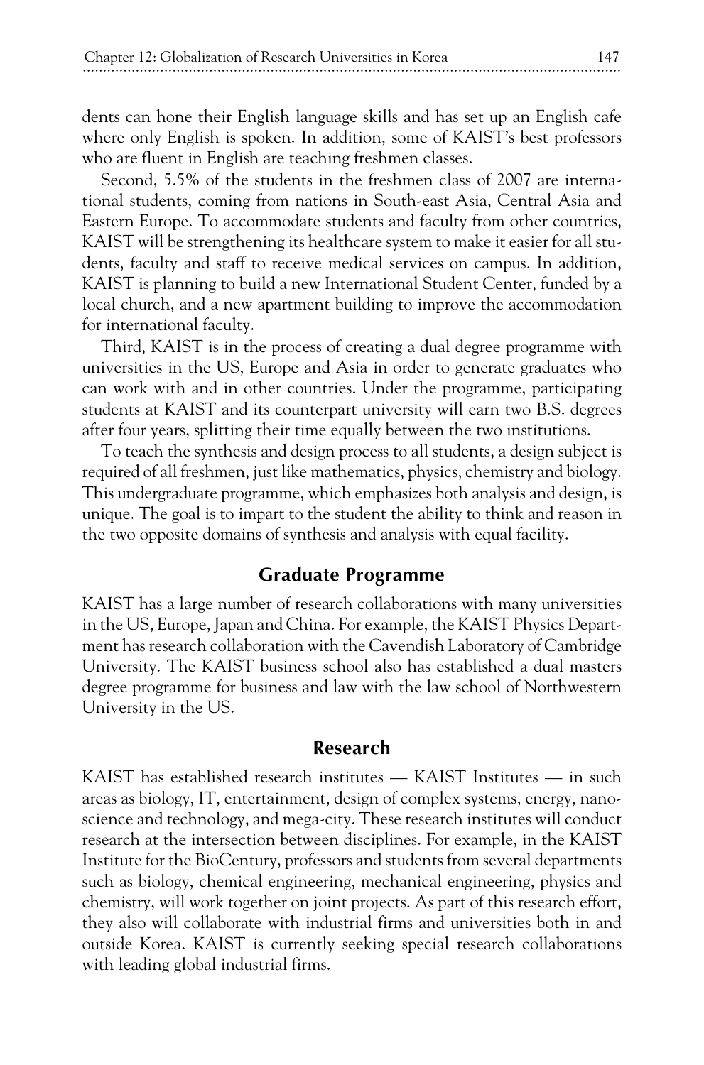dents can hone their English language skills and has set up an English cafe where only English is spoken. In addition, some of KAIST's best professors who are fluent in English are teaching freshmen classes.

Second, 5.5% of the students in the freshmen class of 2007 are international students, coming from nations in South-east Asia, Central Asia and Eastern Europe. To accommodate students and faculty from other countries, KAIST will be strengthening its healthcare system to make it easier for all students, faculty and staff to receive medical services on campus. In addition, KAIST is planning to build a new International Student Center, funded by a local church, and a new apartment building to improve the accommodation for international faculty.

Third, KAIST is in the process of creating a dual degree programme with universities in the US, Europe and Asia in order to generate graduates who can work with and in other countries. Under the programme, participating students at KAIST and its counterpart university will earn two B.S. degrees after four years, splitting their time equally between the two institutions.

To teach the synthesis and design process to all students, a design subject is required of all freshmen, just like mathematics, physics, chemistry and biology. This undergraduate programme, which emphasizes both analysis and design, is unique. The goal is to impart to the student the ability to think and reason in the two opposite domains of synthesis and analysis with equal facility.

## Graduate Programme

KAIST has a large number of research collaborations with many universities in the US, Europe, Japan and China. For example, the KAIST Physics Department has research collaboration with the Cavendish Laboratory of Cambridge University. The KAIST business school also has established a dual masters degree programme for business and law with the law school of Northwestern University in the US.

## Research

KAIST has established research institutes — KAIST Institutes — in such areas as biology, IT, entertainment, design of complex systems, energy, nanoscience and technology, and mega-city. These research institutes will conduct research at the intersection between disciplines. For example, in the KAIST Institute for the BioCentury, professors and students from several departments such as biology, chemical engineering, mechanical engineering, physics and chemistry, will work together on joint projects. As part of this research effort, they also will collaborate with industrial firms and universities both in and outside Korea. KAIST is currently seeking special research collaborations with leading global industrial firms.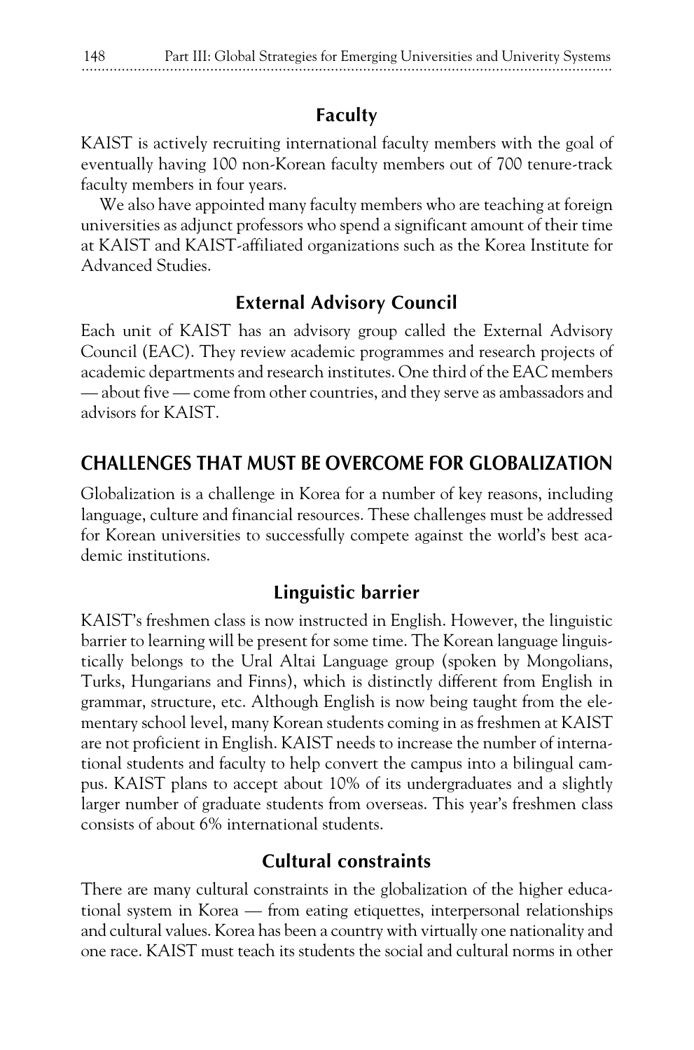### Faculty

KAIST is actively recruiting international faculty members with the goal of eventually having 100 non-Korean faculty members out of 700 tenure-track faculty members in four years.

We also have appointed many faculty members who are teaching at foreign universities as adjunct professors who spend a significant amount of their time at KAIST and KAIST-affiliated organizations such as the Korea Institute for Advanced Studies.

### External Advisory Council

Each unit of KAIST has an advisory group called the External Advisory Council (EAC). They review academic programmes and research projects of academic departments and research institutes. One third of the EAC members — about five — come from other countries, and they serve as ambassadors and advisors for KAIST.

## CHALLENGES THAT MUST BE OVERCOME FOR GLOBALIZATION

Globalization is a challenge in Korea for a number of key reasons, including language, culture and financial resources. These challenges must be addressed for Korean universities to successfully compete against the world's best academic institutions.

### Linguistic barrier

KAIST's freshmen class is now instructed in English. However, the linguistic barrier to learning will be present for some time. The Korean language linguistically belongs to the Ural Altai Language group (spoken by Mongolians, Turks, Hungarians and Finns), which is distinctly different from English in grammar, structure, etc. Although English is now being taught from the elementary school level, many Korean students coming in as freshmen at KAIST are not proficient in English. KAIST needs to increase the number of international students and faculty to help convert the campus into a bilingual campus. KAIST plans to accept about 10% of its undergraduates and a slightly larger number of graduate students from overseas. This year's freshmen class consists of about 6% international students.

### Cultural constraints

There are many cultural constraints in the globalization of the higher educational system in Korea — from eating etiquettes, interpersonal relationships and cultural values. Korea has been a country with virtually one nationality and one race. KAIST must teach its students the social and cultural norms in other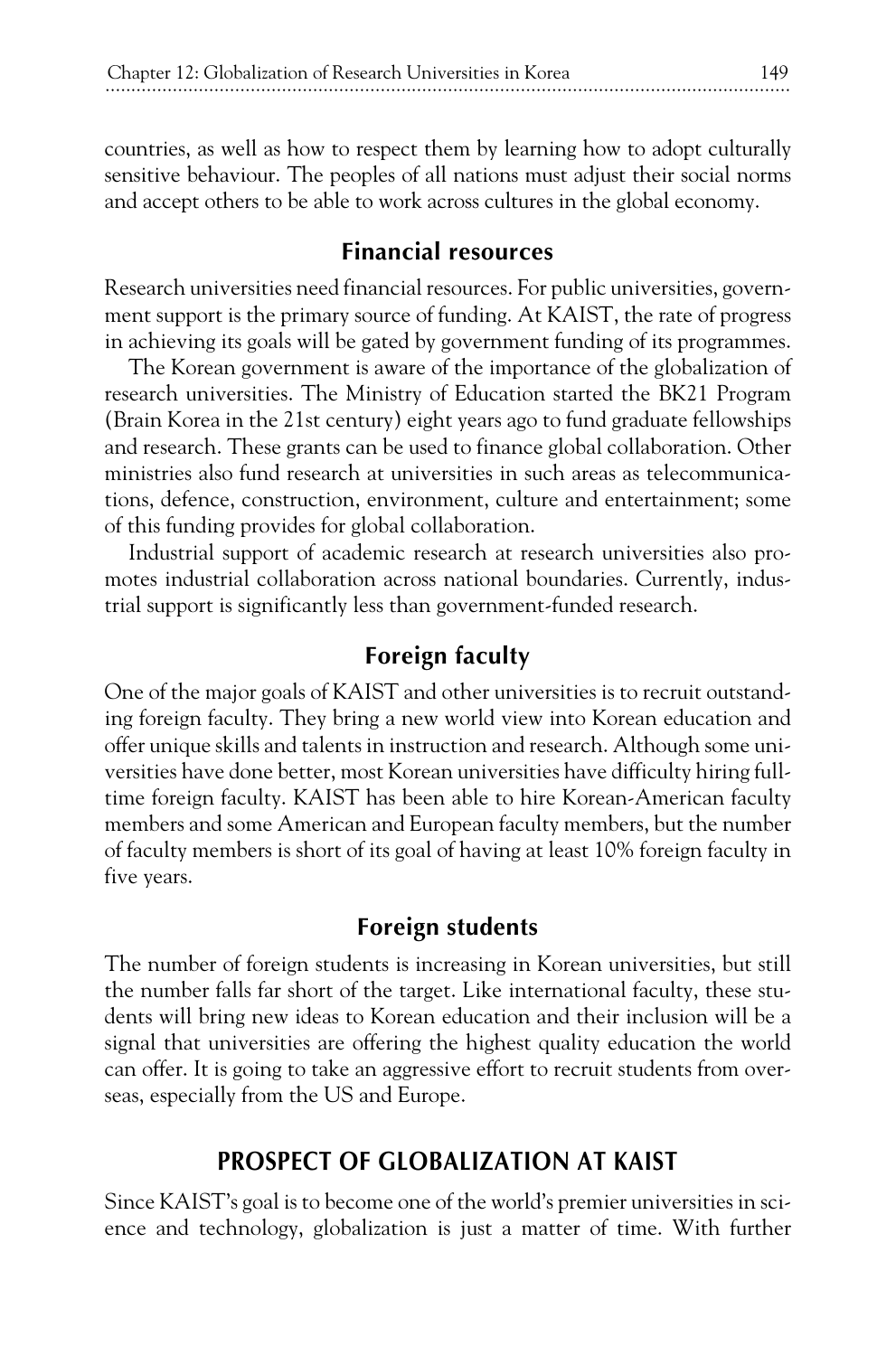countries, as well as how to respect them by learning how to adopt culturally sensitive behaviour. The peoples of all nations must adjust their social norms and accept others to be able to work across cultures in the global economy.

### Financial resources

Research universities need financial resources. For public universities, government support is the primary source of funding. At KAIST, the rate of progress in achieving its goals will be gated by government funding of its programmes.

The Korean government is aware of the importance of the globalization of research universities. The Ministry of Education started the BK21 Program (Brain Korea in the 21st century) eight years ago to fund graduate fellowships and research. These grants can be used to finance global collaboration. Other ministries also fund research at universities in such areas as telecommunications, defence, construction, environment, culture and entertainment; some of this funding provides for global collaboration.

Industrial support of academic research at research universities also promotes industrial collaboration across national boundaries. Currently, industrial support is significantly less than government-funded research.

### Foreign faculty

One of the major goals of KAIST and other universities is to recruit outstanding foreign faculty. They bring a new world view into Korean education and offer unique skills and talents in instruction and research. Although some universities have done better, most Korean universities have difficulty hiring full-time foreign faculty. KAIST has been able to hire Korean-American faculty members and some American and European faculty members, but the number of faculty members is short of its goal of having at least 10% foreign faculty in five years.

### Foreign students

The number of foreign students is increasing in Korean universities, but still the number falls far short of the target. Like international faculty, these students will bring new ideas to Korean education and their inclusion will be a signal that universities are offering the highest quality education the world can offer. It is going to take an aggressive effort to recruit students from overseas, especially from the US and Europe.

## PROSPECT OF GLOBALIZATION AT KAIST

Since KAIST's goal is to become one of the world's premier universities in science and technology, globalization is just a matter of time. With further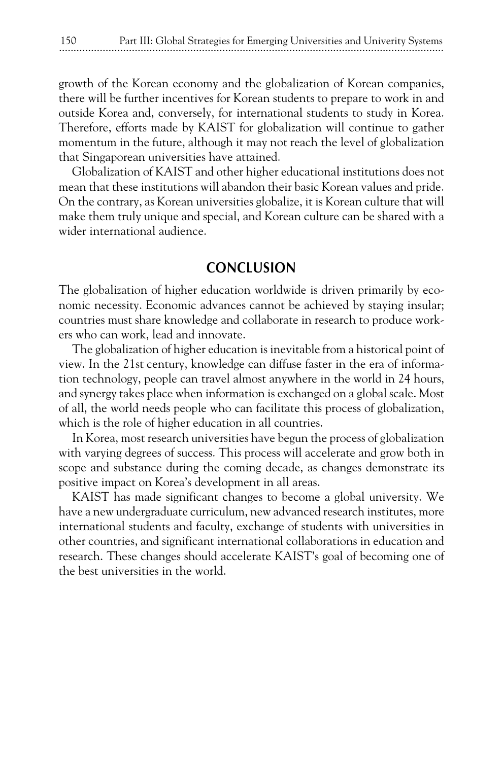growth of the Korean economy and the globalization of Korean companies, there will be further incentives for Korean students to prepare to work in and outside Korea and, conversely, for international students to study in Korea. Therefore, efforts made by KAIST for globalization will continue to gather momentum in the future, although it may not reach the level of globalization that Singaporean universities have attained.

Globalization of KAIST and other higher educational institutions does not mean that these institutions will abandon their basic Korean values and pride. On the contrary, as Korean universities globalize, it is Korean culture that will make them truly unique and special, and Korean culture can be shared with a wider international audience.

## CONCLUSION

The globalization of higher education worldwide is driven primarily by economic necessity. Economic advances cannot be achieved by staying insular; countries must share knowledge and collaborate in research to produce workers who can work, lead and innovate.

The globalization of higher education is inevitable from a historical point of view. In the 21st century, knowledge can diffuse faster in the era of information technology, people can travel almost anywhere in the world in 24 hours, and synergy takes place when information is exchanged on a global scale. Most of all, the world needs people who can facilitate this process of globalization, which is the role of higher education in all countries.

In Korea, most research universities have begun the process of globalization with varying degrees of success. This process will accelerate and grow both in scope and substance during the coming decade, as changes demonstrate its positive impact on Korea's development in all areas.

KAIST has made significant changes to become a global university. We have a new undergraduate curriculum, new advanced research institutes, more international students and faculty, exchange of students with universities in other countries, and significant international collaborations in education and research. These changes should accelerate KAIST's goal of becoming one of the best universities in the world.